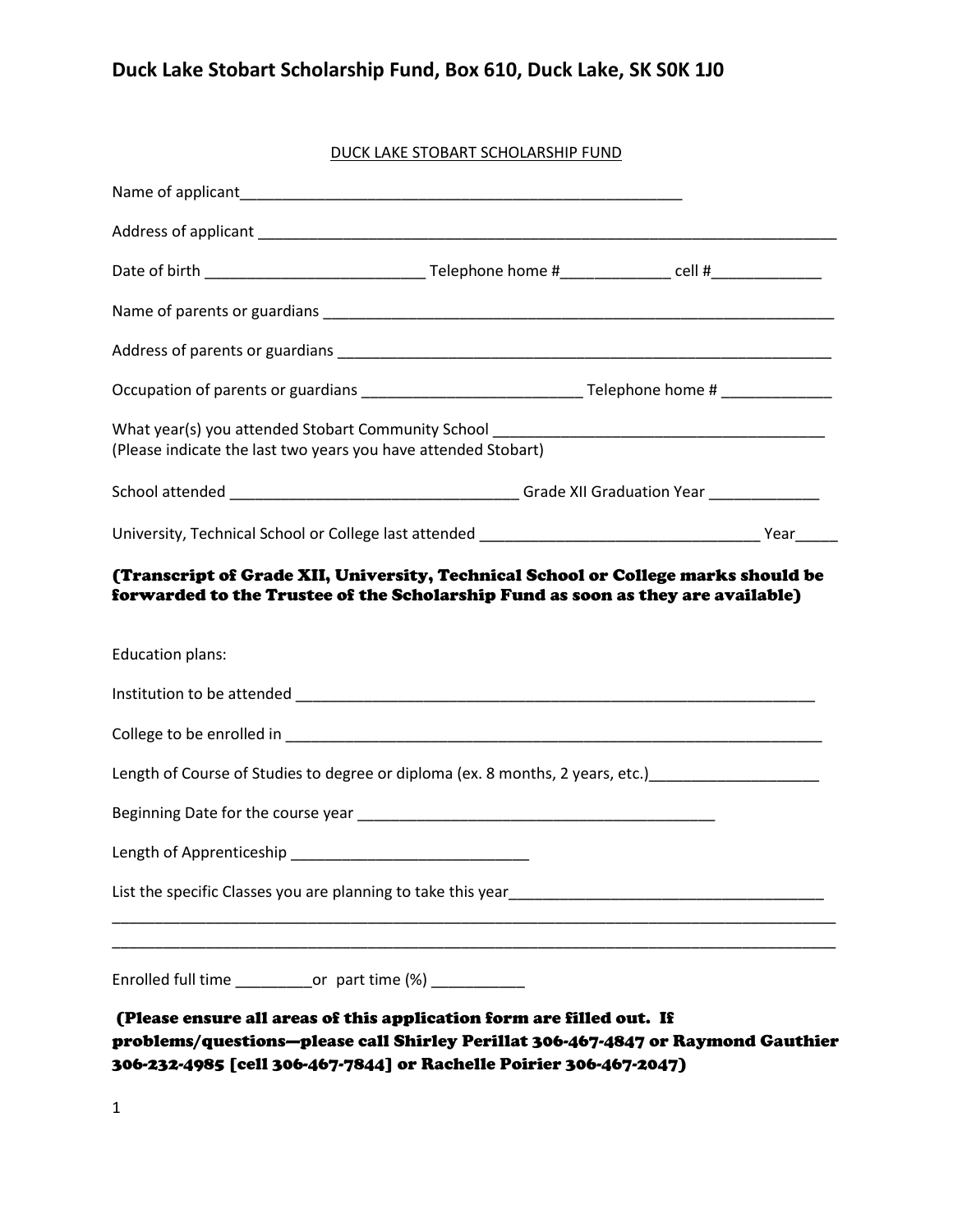# Duck Lake Stobart Scholarship Fund, Box 610, Duck Lake, SK S0K 1J0

## DUCK LAKE STOBART SCHOLARSHIP FUND

Name of applicant______________________________________________________

Address of applicant _____________________________________________________________________

Date of birth __________________________ Telephone home #_____________ cell #_____________

Name of parents or guardians _______________________________________________________________

Address of parents or guardians _____________________________________________________________

Occupation of parents or guardians __________________________ Telephone home # _____________

What year(s) you attended Stobart Community School _______________________________________
(Please indicate the last two years you have attended Stobart)

School attended _________________________________ Grade XII Graduation Year _____________

University, Technical School or College last attended ________________________________ Year_____

**(Transcript of Grade XII, University, Technical School or College marks should be forwarded to the Trustee of the Scholarship Fund as soon as they are available)**

Education plans:

Institution to be attended _______________________________________________________________

College to be enrolled in _________________________________________________________________

Length of Course of Studies to degree or diploma (ex. 8 months, 2 years, etc.)____________________

Beginning Date for the course year ___________________________________________

Length of Apprenticeship ___________________________

List the specific Classes you are planning to take this year____________________________________

_________________________________________________________________________________________

_________________________________________________________________________________________

Enrolled full time _________or part time (%) ___________

**(Please ensure all areas of this application form are filled out. If problems/questions—please call Shirley Perillat 306-467-4847 or Raymond Gauthier 306-232-4985 [cell 306-467-7844] or Rachelle Poirier 306-467-2047)**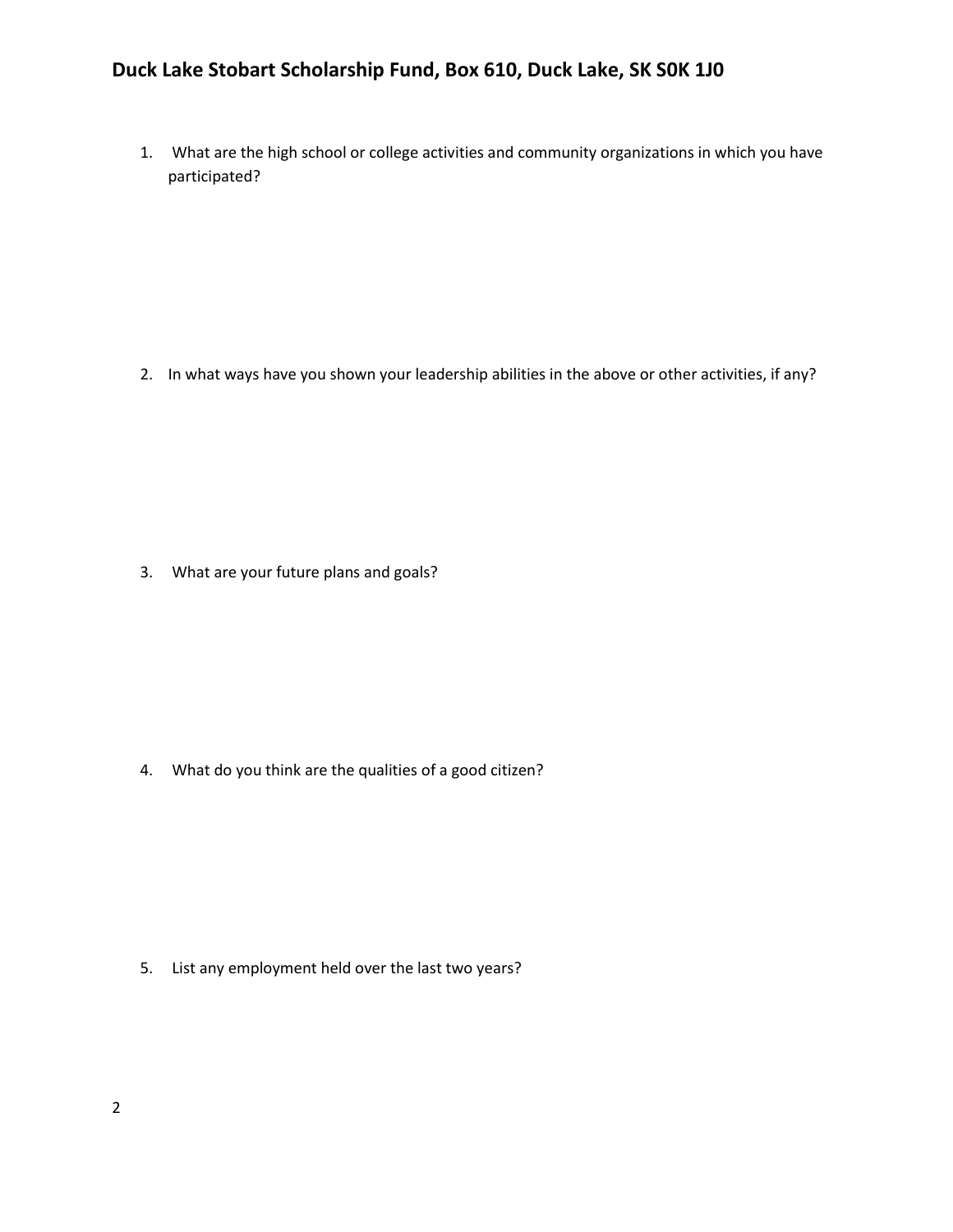## Duck Lake Stobart Scholarship Fund, Box 610, Duck Lake, SK S0K 1J0

1. What are the high school or college activities and community organizations in which you have participated?

2. In what ways have you shown your leadership abilities in the above or other activities, if any?

3. What are your future plans and goals?

4. What do you think are the qualities of a good citizen?

5. List any employment held over the last two years?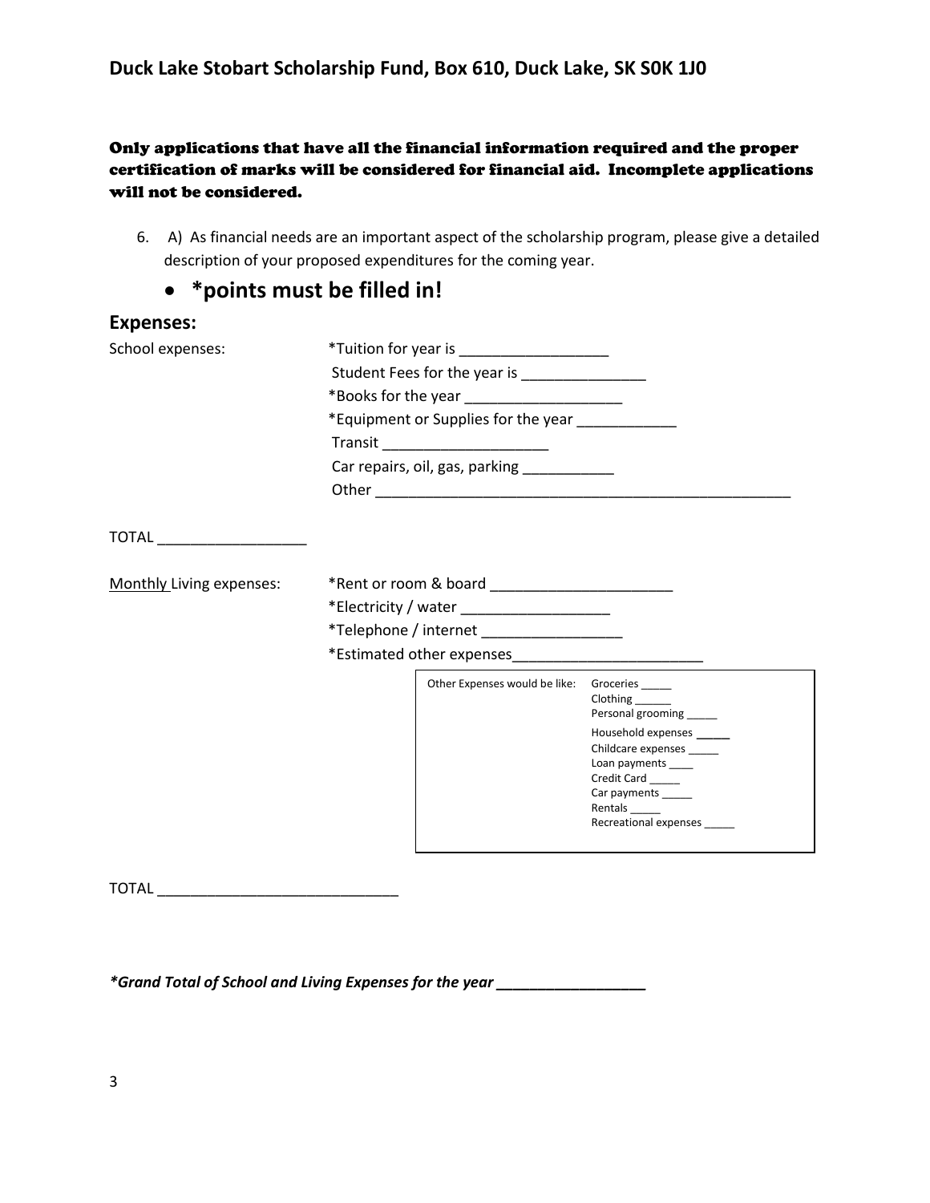**Only applications that have all the financial information required and the proper certification of marks will be considered for financial aid. Incomplete applications will not be considered.**

6. A) As financial needs are an important aspect of the scholarship program, please give a detailed description of your proposed expenditures for the coming year.

- **\*points must be filled in!**

## Expenses:

School expenses:

- *Tuition for year is __________________
- Student Fees for the year is _______________
- *Books for the year ___________________
- *Equipment or Supplies for the year ____________
- Transit ____________________
- Car repairs, oil, gas, parking ___________
- Other ____________________________________________________

TOTAL __________________

Monthly Living expenses:

- *Rent or room & board ______________________
- *Electricity / water __________________
- *Telephone / internet _________________
- *Estimated other expenses________________________

| Other Expenses would be like: | |
|---|---|
| | Groceries _____ |
| | Clothing ______ |
| | Personal grooming _____ |
| | Household expenses _____ |
| | Childcare expenses _____ |
| | Loan payments ____ |
| | Credit Card _____ |
| | Car payments _____ |
| | Rentals _____ |
| | Recreational expenses _____ |

TOTAL _____________________________

***Grand Total of School and Living Expenses for the year __________________**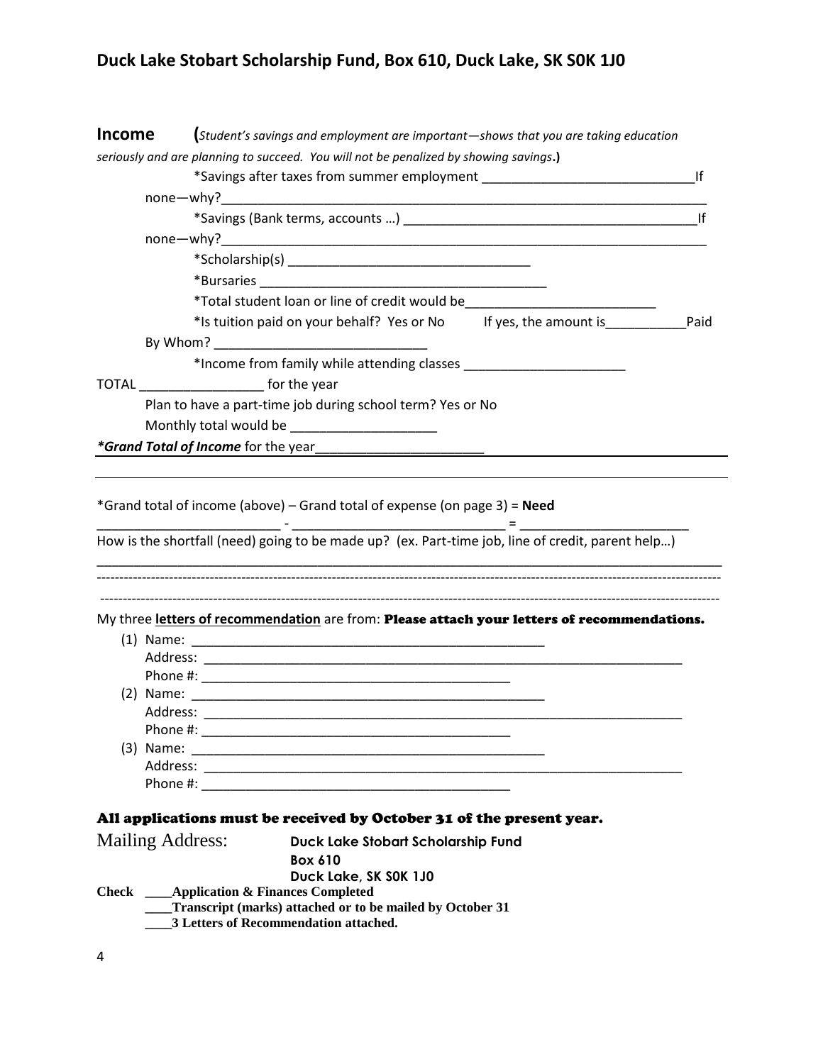## Income

(*Student's savings and employment are important—shows that you are taking education seriously and are planning to succeed. You will not be penalized by showing savings*.)

*Savings after taxes from summer employment ______________________________ If none—why? ____________________________________________________________________

*Savings (Bank terms, accounts …) ________________________________________ If none—why? ____________________________________________________________________

*Scholarship(s) __________________________________

*Bursaries __________________________________________

*Total student loan or line of credit would be___________________________

*Is tuition paid on your behalf? Yes or No     If yes, the amount is___________ Paid By Whom? _____________________________

*Income from family while attending classes _______________________

TOTAL _________________ for the year

Plan to have a part-time job during school term? Yes or No

Monthly total would be ____________________

***Grand Total of Income** for the year*_______________________

---

*Grand total of income (above) – Grand total of expense (on page 3) = **Need**

_________________________ - _____________________________ = ________________________

How is the shortfall (need) going to be made up? (ex. Part-time job, line of credit, parent help…)

___________________________________________________________________________________________

---

---

My three **letters of recommendation** are from: **Please attach your letters of recommendations.**

(1) Name: ___________________________________________________
Address: ______________________________________________________________________
Phone #: ____________________________________________

(2) Name: ___________________________________________________
Address: ______________________________________________________________________
Phone #: ____________________________________________

(3) Name: ___________________________________________________
Address: ______________________________________________________________________
Phone #: ____________________________________________

**All applications must be received by October 31 of the present year.**

Mailing Address: **Duck Lake Stobart Scholarship Fund**
**Box 610**
**Duck Lake, SK S0K 1J0**

**Check ____Application & Finances Completed**
**____Transcript (marks) attached or to be mailed by October 31**
**____3 Letters of Recommendation attached.**